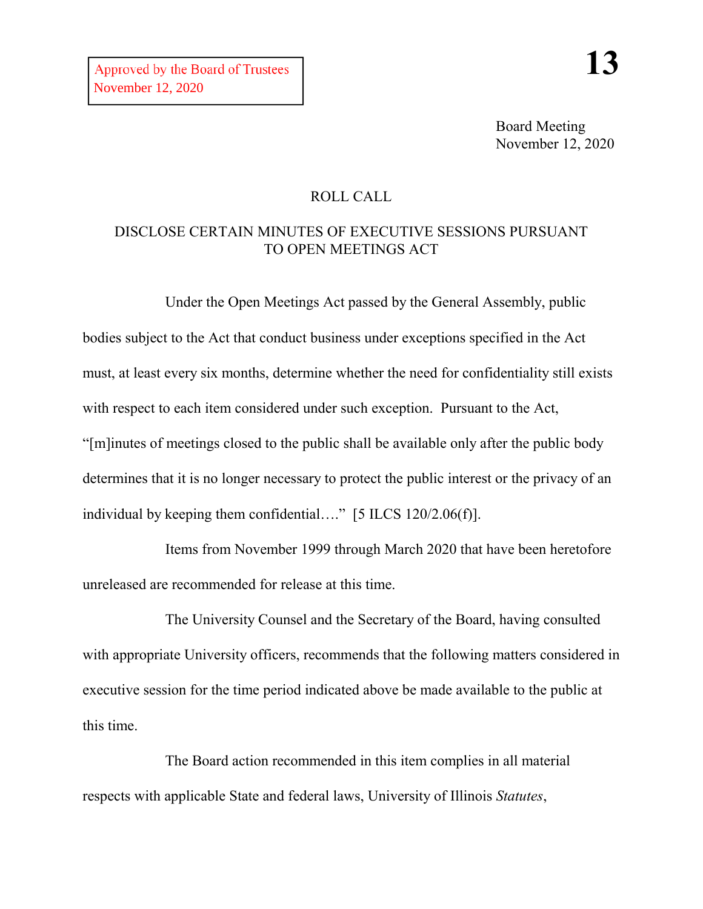Approved by the Board of Trustees
November 12, 2020

**13**

Board Meeting
November 12, 2020

ROLL CALL

DISCLOSE CERTAIN MINUTES OF EXECUTIVE SESSIONS PURSUANT TO OPEN MEETINGS ACT

Under the Open Meetings Act passed by the General Assembly, public bodies subject to the Act that conduct business under exceptions specified in the Act must, at least every six months, determine whether the need for confidentiality still exists with respect to each item considered under such exception. Pursuant to the Act, "[m]inutes of meetings closed to the public shall be available only after the public body determines that it is no longer necessary to protect the public interest or the privacy of an individual by keeping them confidential…." [5 ILCS 120/2.06(f)].

Items from November 1999 through March 2020 that have been heretofore unreleased are recommended for release at this time.

The University Counsel and the Secretary of the Board, having consulted with appropriate University officers, recommends that the following matters considered in executive session for the time period indicated above be made available to the public at this time.

The Board action recommended in this item complies in all material respects with applicable State and federal laws, University of Illinois *Statutes*,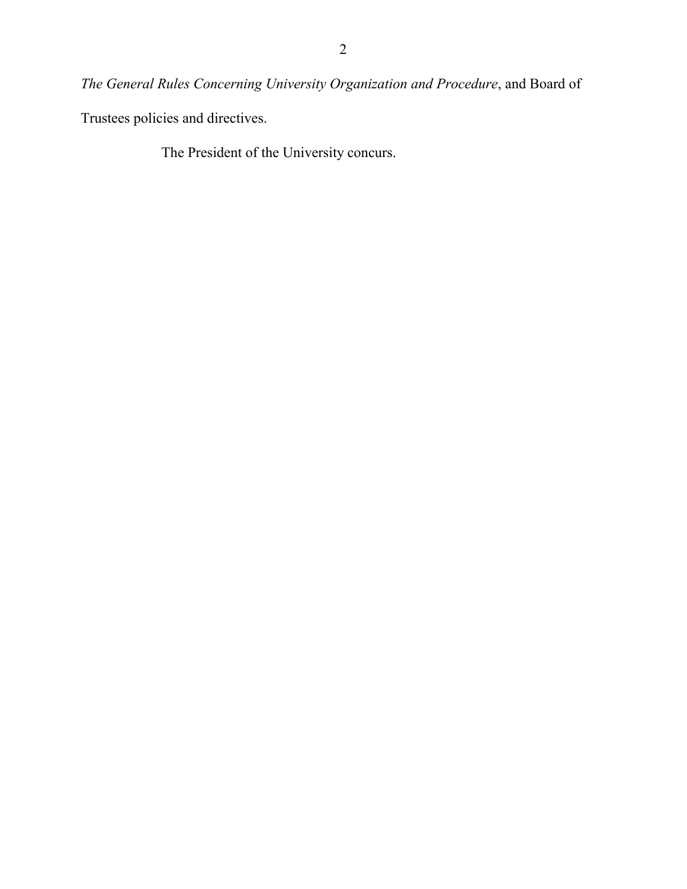*The General Rules Concerning University Organization and Procedure*, and Board of Trustees policies and directives.

The President of the University concurs.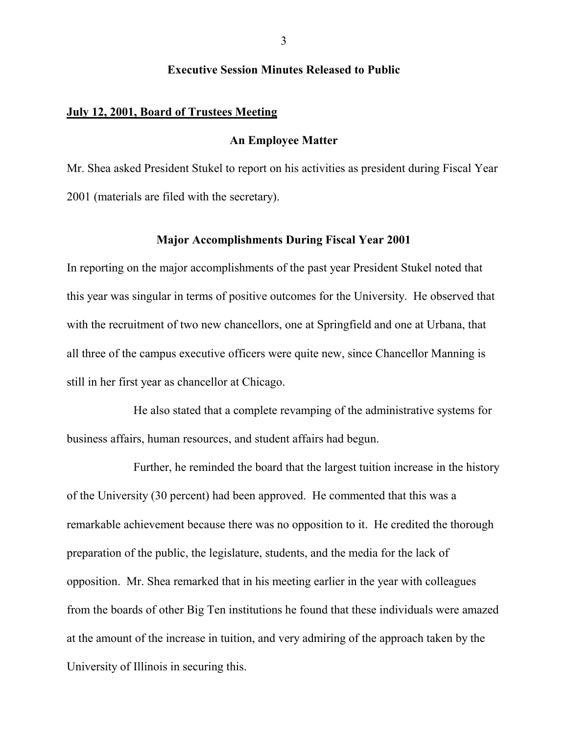## Executive Session Minutes Released to Public

**July 12, 2001, Board of Trustees Meeting**

### An Employee Matter

Mr. Shea asked President Stukel to report on his activities as president during Fiscal Year 2001 (materials are filed with the secretary).

### Major Accomplishments During Fiscal Year 2001

In reporting on the major accomplishments of the past year President Stukel noted that this year was singular in terms of positive outcomes for the University. He observed that with the recruitment of two new chancellors, one at Springfield and one at Urbana, that all three of the campus executive officers were quite new, since Chancellor Manning is still in her first year as chancellor at Chicago.

He also stated that a complete revamping of the administrative systems for business affairs, human resources, and student affairs had begun.

Further, he reminded the board that the largest tuition increase in the history of the University (30 percent) had been approved. He commented that this was a remarkable achievement because there was no opposition to it. He credited the thorough preparation of the public, the legislature, students, and the media for the lack of opposition. Mr. Shea remarked that in his meeting earlier in the year with colleagues from the boards of other Big Ten institutions he found that these individuals were amazed at the amount of the increase in tuition, and very admiring of the approach taken by the University of Illinois in securing this.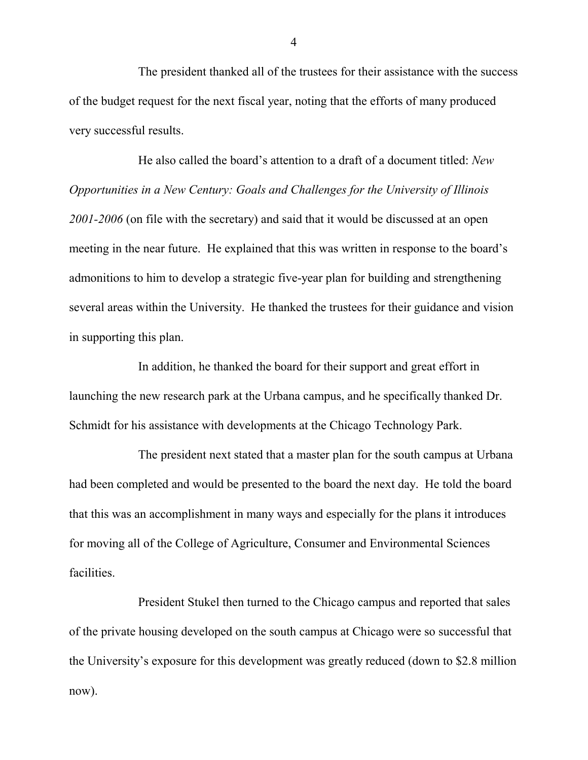The president thanked all of the trustees for their assistance with the success of the budget request for the next fiscal year, noting that the efforts of many produced very successful results.

He also called the board's attention to a draft of a document titled: *New Opportunities in a New Century: Goals and Challenges for the University of Illinois 2001-2006* (on file with the secretary) and said that it would be discussed at an open meeting in the near future. He explained that this was written in response to the board's admonitions to him to develop a strategic five-year plan for building and strengthening several areas within the University. He thanked the trustees for their guidance and vision in supporting this plan.

In addition, he thanked the board for their support and great effort in launching the new research park at the Urbana campus, and he specifically thanked Dr. Schmidt for his assistance with developments at the Chicago Technology Park.

The president next stated that a master plan for the south campus at Urbana had been completed and would be presented to the board the next day. He told the board that this was an accomplishment in many ways and especially for the plans it introduces for moving all of the College of Agriculture, Consumer and Environmental Sciences facilities.

President Stukel then turned to the Chicago campus and reported that sales of the private housing developed on the south campus at Chicago were so successful that the University's exposure for this development was greatly reduced (down to $2.8 million now).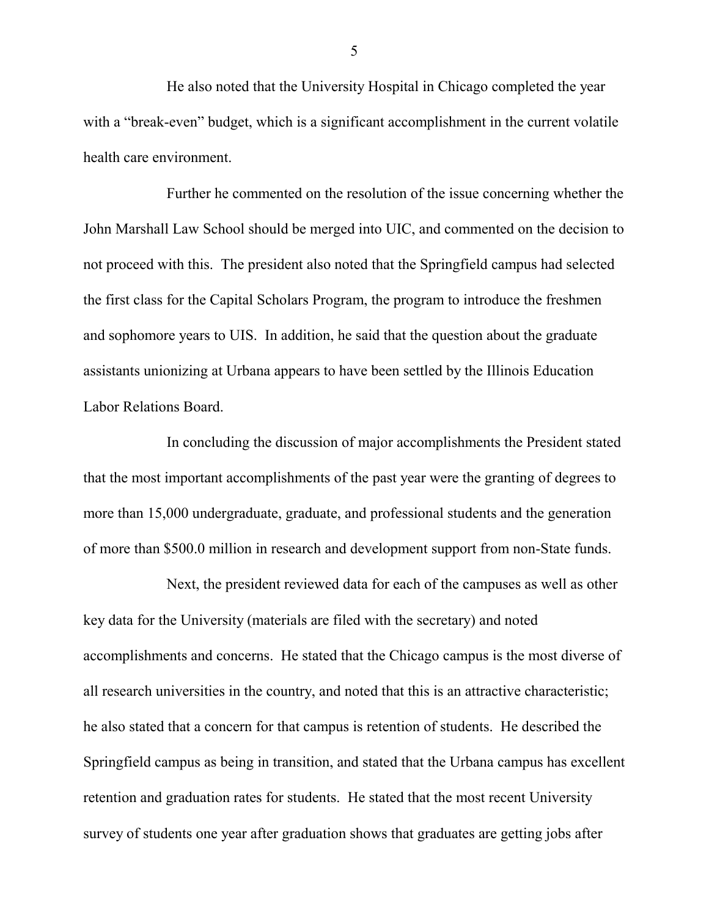He also noted that the University Hospital in Chicago completed the year with a "break-even" budget, which is a significant accomplishment in the current volatile health care environment.

Further he commented on the resolution of the issue concerning whether the John Marshall Law School should be merged into UIC, and commented on the decision to not proceed with this. The president also noted that the Springfield campus had selected the first class for the Capital Scholars Program, the program to introduce the freshmen and sophomore years to UIS. In addition, he said that the question about the graduate assistants unionizing at Urbana appears to have been settled by the Illinois Education Labor Relations Board.

In concluding the discussion of major accomplishments the President stated that the most important accomplishments of the past year were the granting of degrees to more than 15,000 undergraduate, graduate, and professional students and the generation of more than $500.0 million in research and development support from non-State funds.

Next, the president reviewed data for each of the campuses as well as other key data for the University (materials are filed with the secretary) and noted accomplishments and concerns. He stated that the Chicago campus is the most diverse of all research universities in the country, and noted that this is an attractive characteristic; he also stated that a concern for that campus is retention of students. He described the Springfield campus as being in transition, and stated that the Urbana campus has excellent retention and graduation rates for students. He stated that the most recent University survey of students one year after graduation shows that graduates are getting jobs after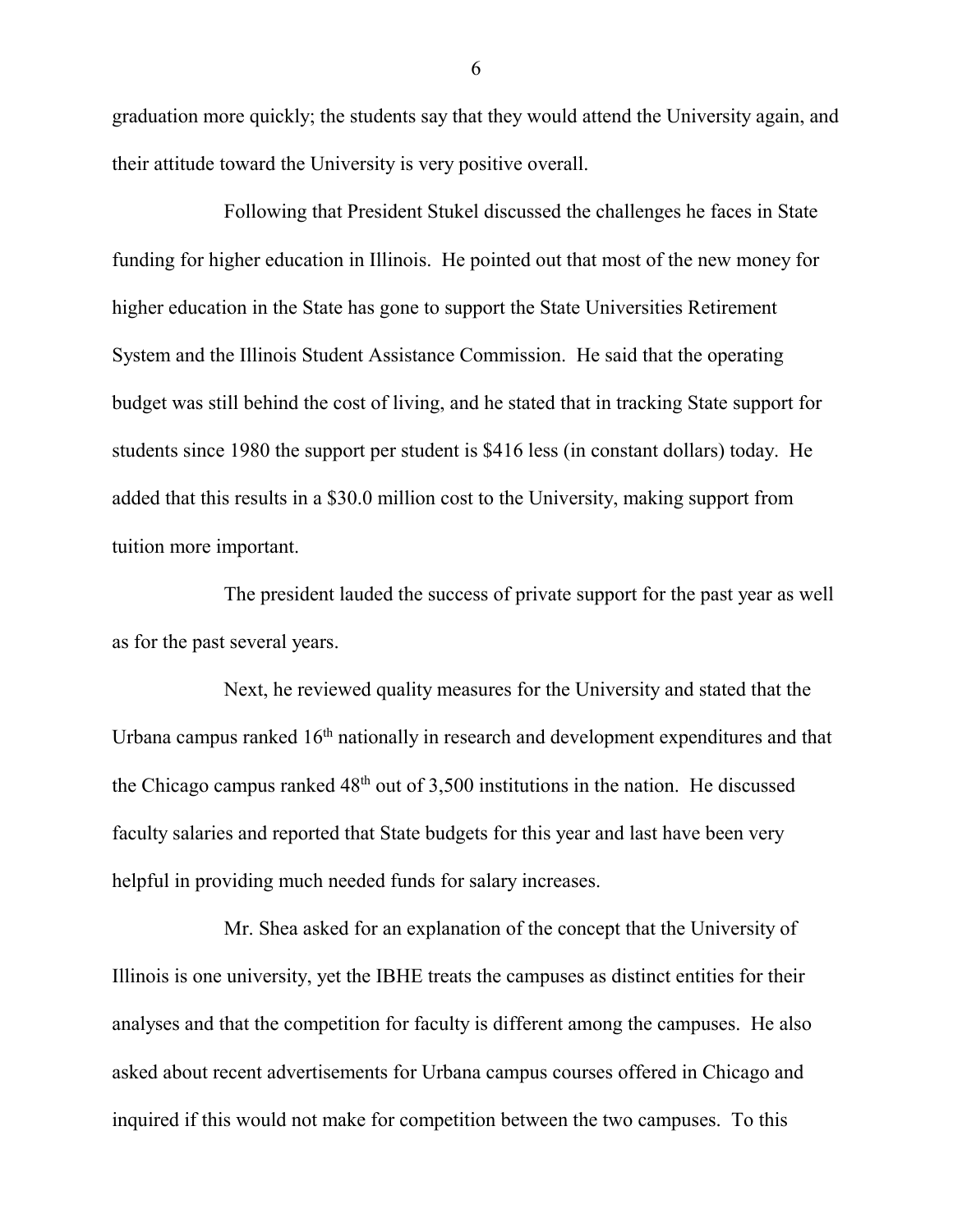graduation more quickly; the students say that they would attend the University again, and their attitude toward the University is very positive overall.

Following that President Stukel discussed the challenges he faces in State funding for higher education in Illinois. He pointed out that most of the new money for higher education in the State has gone to support the State Universities Retirement System and the Illinois Student Assistance Commission. He said that the operating budget was still behind the cost of living, and he stated that in tracking State support for students since 1980 the support per student is $416 less (in constant dollars) today. He added that this results in a $30.0 million cost to the University, making support from tuition more important.

The president lauded the success of private support for the past year as well as for the past several years.

Next, he reviewed quality measures for the University and stated that the Urbana campus ranked 16th nationally in research and development expenditures and that the Chicago campus ranked 48th out of 3,500 institutions in the nation. He discussed faculty salaries and reported that State budgets for this year and last have been very helpful in providing much needed funds for salary increases.

Mr. Shea asked for an explanation of the concept that the University of Illinois is one university, yet the IBHE treats the campuses as distinct entities for their analyses and that the competition for faculty is different among the campuses. He also asked about recent advertisements for Urbana campus courses offered in Chicago and inquired if this would not make for competition between the two campuses. To this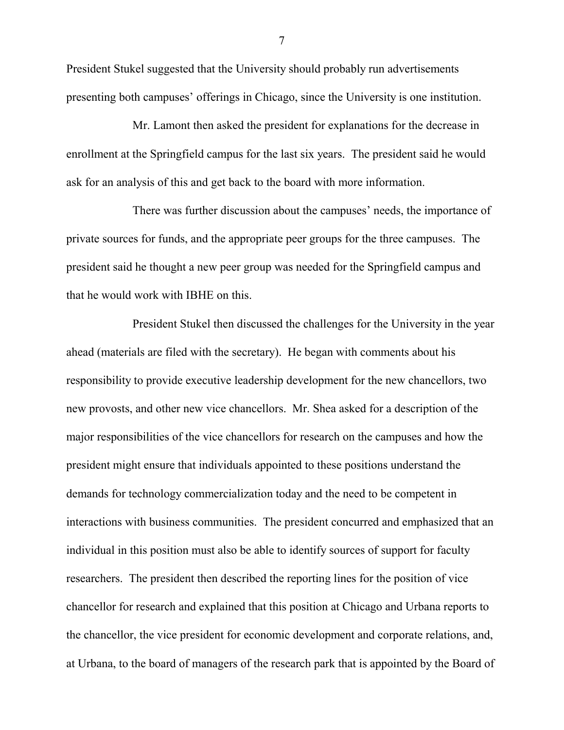President Stukel suggested that the University should probably run advertisements presenting both campuses' offerings in Chicago, since the University is one institution.

Mr. Lamont then asked the president for explanations for the decrease in enrollment at the Springfield campus for the last six years. The president said he would ask for an analysis of this and get back to the board with more information.

There was further discussion about the campuses' needs, the importance of private sources for funds, and the appropriate peer groups for the three campuses. The president said he thought a new peer group was needed for the Springfield campus and that he would work with IBHE on this.

President Stukel then discussed the challenges for the University in the year ahead (materials are filed with the secretary). He began with comments about his responsibility to provide executive leadership development for the new chancellors, two new provosts, and other new vice chancellors. Mr. Shea asked for a description of the major responsibilities of the vice chancellors for research on the campuses and how the president might ensure that individuals appointed to these positions understand the demands for technology commercialization today and the need to be competent in interactions with business communities. The president concurred and emphasized that an individual in this position must also be able to identify sources of support for faculty researchers. The president then described the reporting lines for the position of vice chancellor for research and explained that this position at Chicago and Urbana reports to the chancellor, the vice president for economic development and corporate relations, and, at Urbana, to the board of managers of the research park that is appointed by the Board of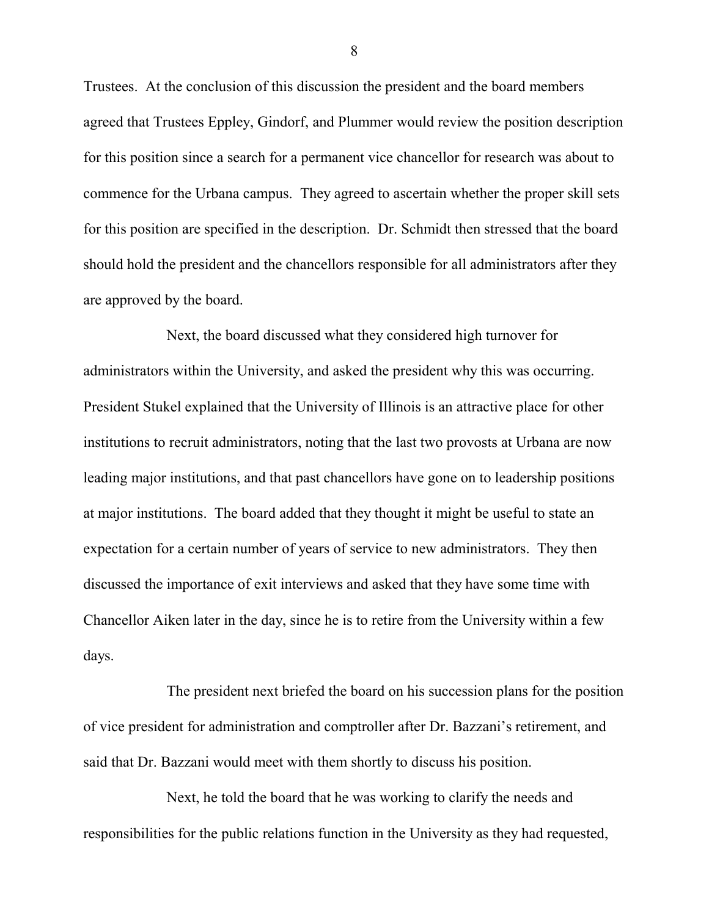Trustees. At the conclusion of this discussion the president and the board members agreed that Trustees Eppley, Gindorf, and Plummer would review the position description for this position since a search for a permanent vice chancellor for research was about to commence for the Urbana campus. They agreed to ascertain whether the proper skill sets for this position are specified in the description. Dr. Schmidt then stressed that the board should hold the president and the chancellors responsible for all administrators after they are approved by the board.

Next, the board discussed what they considered high turnover for administrators within the University, and asked the president why this was occurring. President Stukel explained that the University of Illinois is an attractive place for other institutions to recruit administrators, noting that the last two provosts at Urbana are now leading major institutions, and that past chancellors have gone on to leadership positions at major institutions. The board added that they thought it might be useful to state an expectation for a certain number of years of service to new administrators. They then discussed the importance of exit interviews and asked that they have some time with Chancellor Aiken later in the day, since he is to retire from the University within a few days.

The president next briefed the board on his succession plans for the position of vice president for administration and comptroller after Dr. Bazzani's retirement, and said that Dr. Bazzani would meet with them shortly to discuss his position.

Next, he told the board that he was working to clarify the needs and responsibilities for the public relations function in the University as they had requested,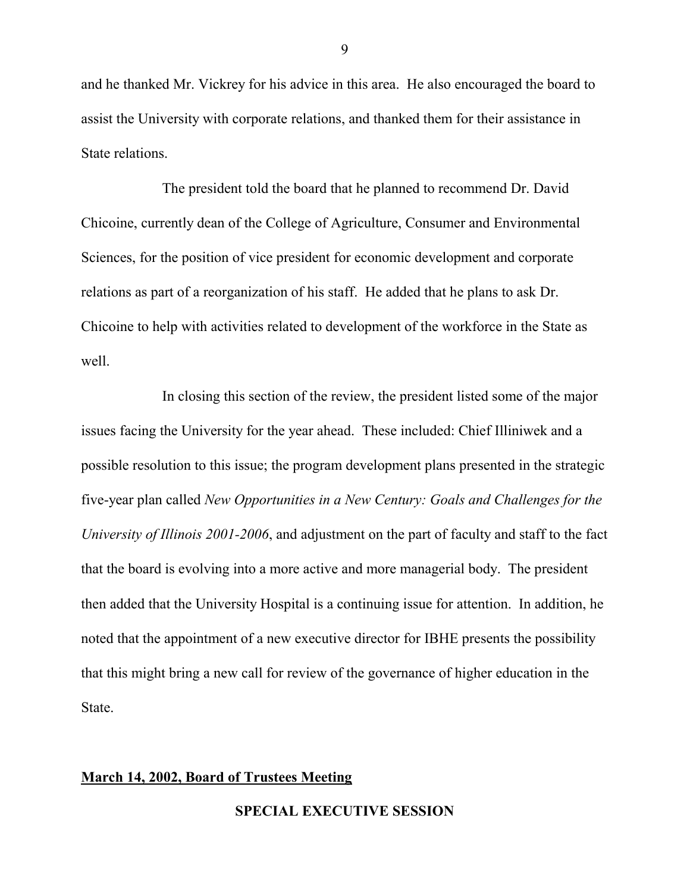and he thanked Mr. Vickrey for his advice in this area. He also encouraged the board to assist the University with corporate relations, and thanked them for their assistance in State relations.

The president told the board that he planned to recommend Dr. David Chicoine, currently dean of the College of Agriculture, Consumer and Environmental Sciences, for the position of vice president for economic development and corporate relations as part of a reorganization of his staff. He added that he plans to ask Dr. Chicoine to help with activities related to development of the workforce in the State as well.

In closing this section of the review, the president listed some of the major issues facing the University for the year ahead. These included: Chief Illiniwek and a possible resolution to this issue; the program development plans presented in the strategic five-year plan called *New Opportunities in a New Century: Goals and Challenges for the University of Illinois 2001-2006*, and adjustment on the part of faculty and staff to the fact that the board is evolving into a more active and more managerial body. The president then added that the University Hospital is a continuing issue for attention. In addition, he noted that the appointment of a new executive director for IBHE presents the possibility that this might bring a new call for review of the governance of higher education in the State.

**March 14, 2002, Board of Trustees Meeting**

**SPECIAL EXECUTIVE SESSION**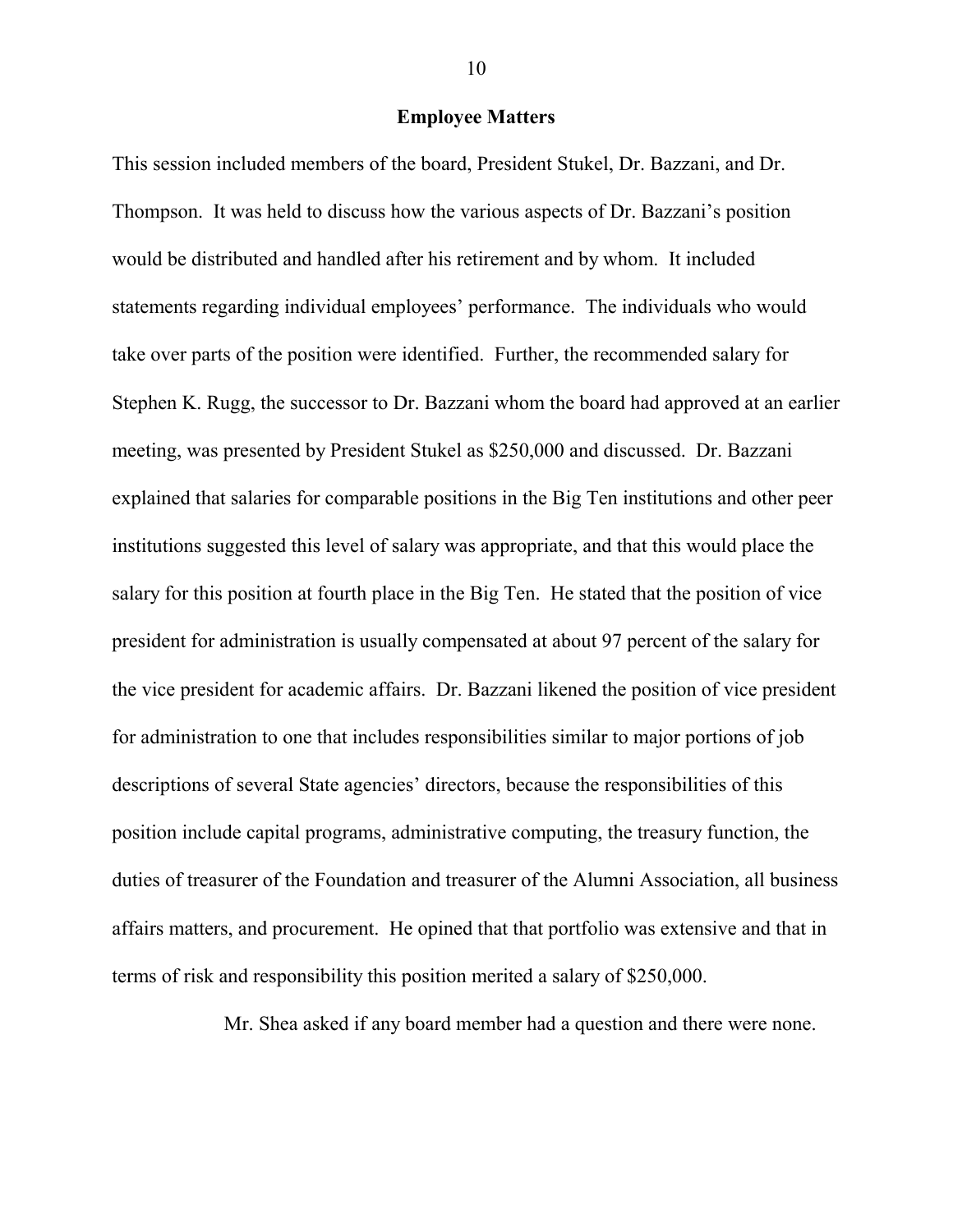## Employee Matters

This session included members of the board, President Stukel, Dr. Bazzani, and Dr. Thompson. It was held to discuss how the various aspects of Dr. Bazzani's position would be distributed and handled after his retirement and by whom. It included statements regarding individual employees' performance. The individuals who would take over parts of the position were identified. Further, the recommended salary for Stephen K. Rugg, the successor to Dr. Bazzani whom the board had approved at an earlier meeting, was presented by President Stukel as $250,000 and discussed. Dr. Bazzani explained that salaries for comparable positions in the Big Ten institutions and other peer institutions suggested this level of salary was appropriate, and that this would place the salary for this position at fourth place in the Big Ten. He stated that the position of vice president for administration is usually compensated at about 97 percent of the salary for the vice president for academic affairs. Dr. Bazzani likened the position of vice president for administration to one that includes responsibilities similar to major portions of job descriptions of several State agencies' directors, because the responsibilities of this position include capital programs, administrative computing, the treasury function, the duties of treasurer of the Foundation and treasurer of the Alumni Association, all business affairs matters, and procurement. He opined that that portfolio was extensive and that in terms of risk and responsibility this position merited a salary of $250,000.

Mr. Shea asked if any board member had a question and there were none.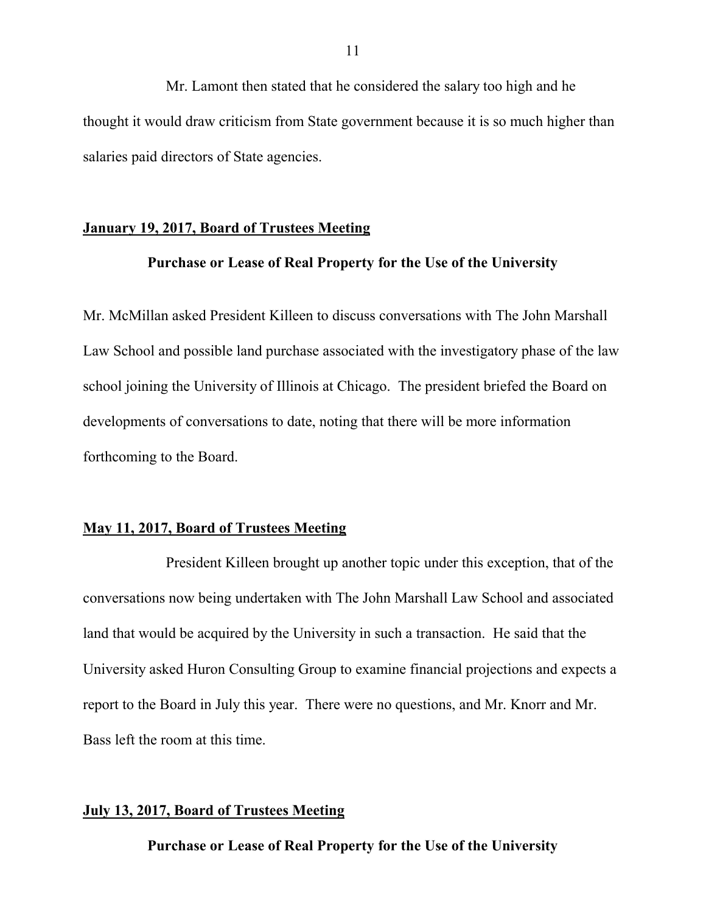Mr. Lamont then stated that he considered the salary too high and he thought it would draw criticism from State government because it is so much higher than salaries paid directors of State agencies.

**January 19, 2017, Board of Trustees Meeting**

**Purchase or Lease of Real Property for the Use of the University**

Mr. McMillan asked President Killeen to discuss conversations with The John Marshall Law School and possible land purchase associated with the investigatory phase of the law school joining the University of Illinois at Chicago. The president briefed the Board on developments of conversations to date, noting that there will be more information forthcoming to the Board.

**May 11, 2017, Board of Trustees Meeting**

President Killeen brought up another topic under this exception, that of the conversations now being undertaken with The John Marshall Law School and associated land that would be acquired by the University in such a transaction. He said that the University asked Huron Consulting Group to examine financial projections and expects a report to the Board in July this year. There were no questions, and Mr. Knorr and Mr. Bass left the room at this time.

**July 13, 2017, Board of Trustees Meeting**

**Purchase or Lease of Real Property for the Use of the University**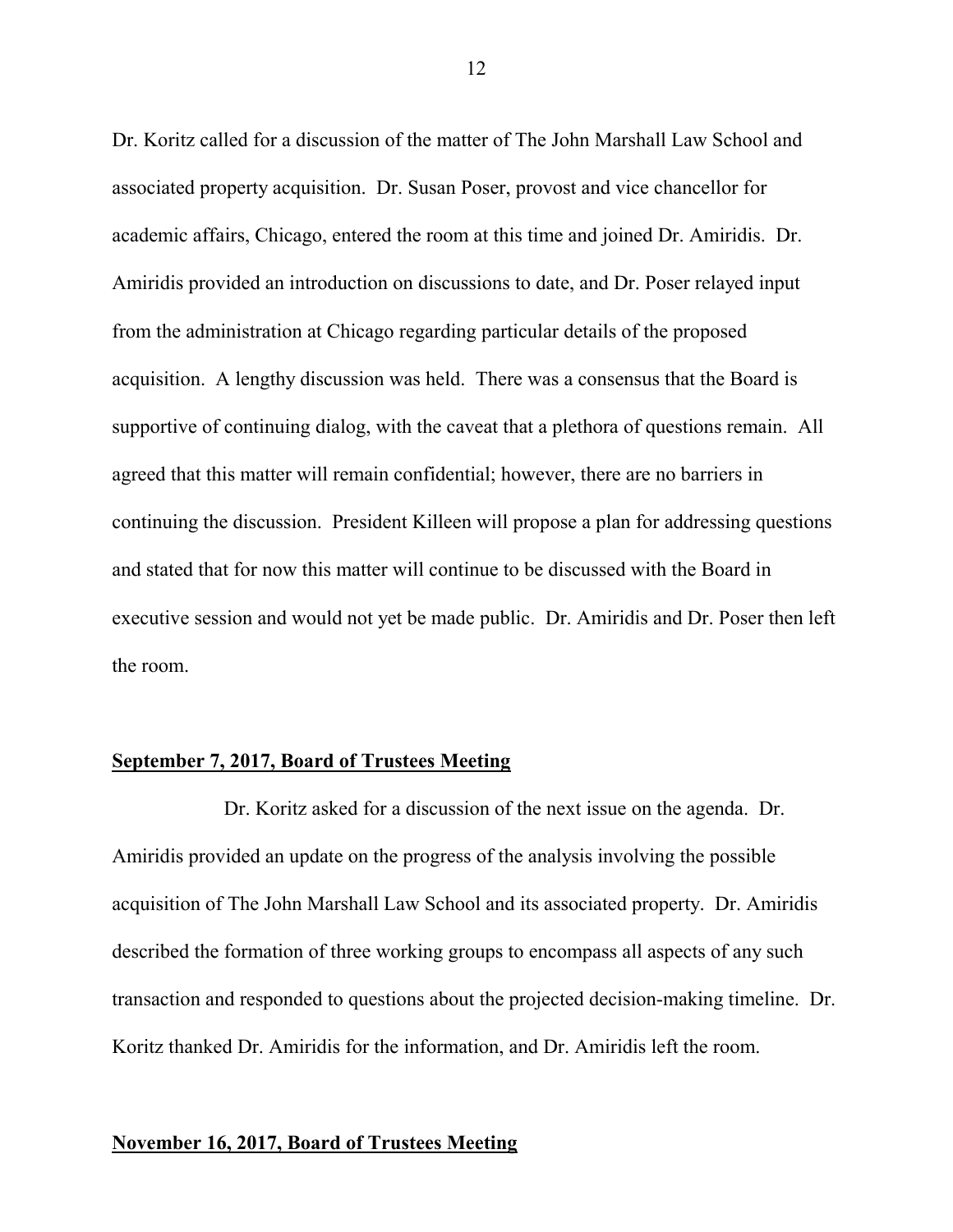Dr. Koritz called for a discussion of the matter of The John Marshall Law School and associated property acquisition. Dr. Susan Poser, provost and vice chancellor for academic affairs, Chicago, entered the room at this time and joined Dr. Amiridis. Dr. Amiridis provided an introduction on discussions to date, and Dr. Poser relayed input from the administration at Chicago regarding particular details of the proposed acquisition. A lengthy discussion was held. There was a consensus that the Board is supportive of continuing dialog, with the caveat that a plethora of questions remain. All agreed that this matter will remain confidential; however, there are no barriers in continuing the discussion. President Killeen will propose a plan for addressing questions and stated that for now this matter will continue to be discussed with the Board in executive session and would not yet be made public. Dr. Amiridis and Dr. Poser then left the room.

**<u>September 7, 2017, Board of Trustees Meeting</u>**

Dr. Koritz asked for a discussion of the next issue on the agenda. Dr. Amiridis provided an update on the progress of the analysis involving the possible acquisition of The John Marshall Law School and its associated property. Dr. Amiridis described the formation of three working groups to encompass all aspects of any such transaction and responded to questions about the projected decision-making timeline. Dr. Koritz thanked Dr. Amiridis for the information, and Dr. Amiridis left the room.

**<u>November 16, 2017, Board of Trustees Meeting</u>**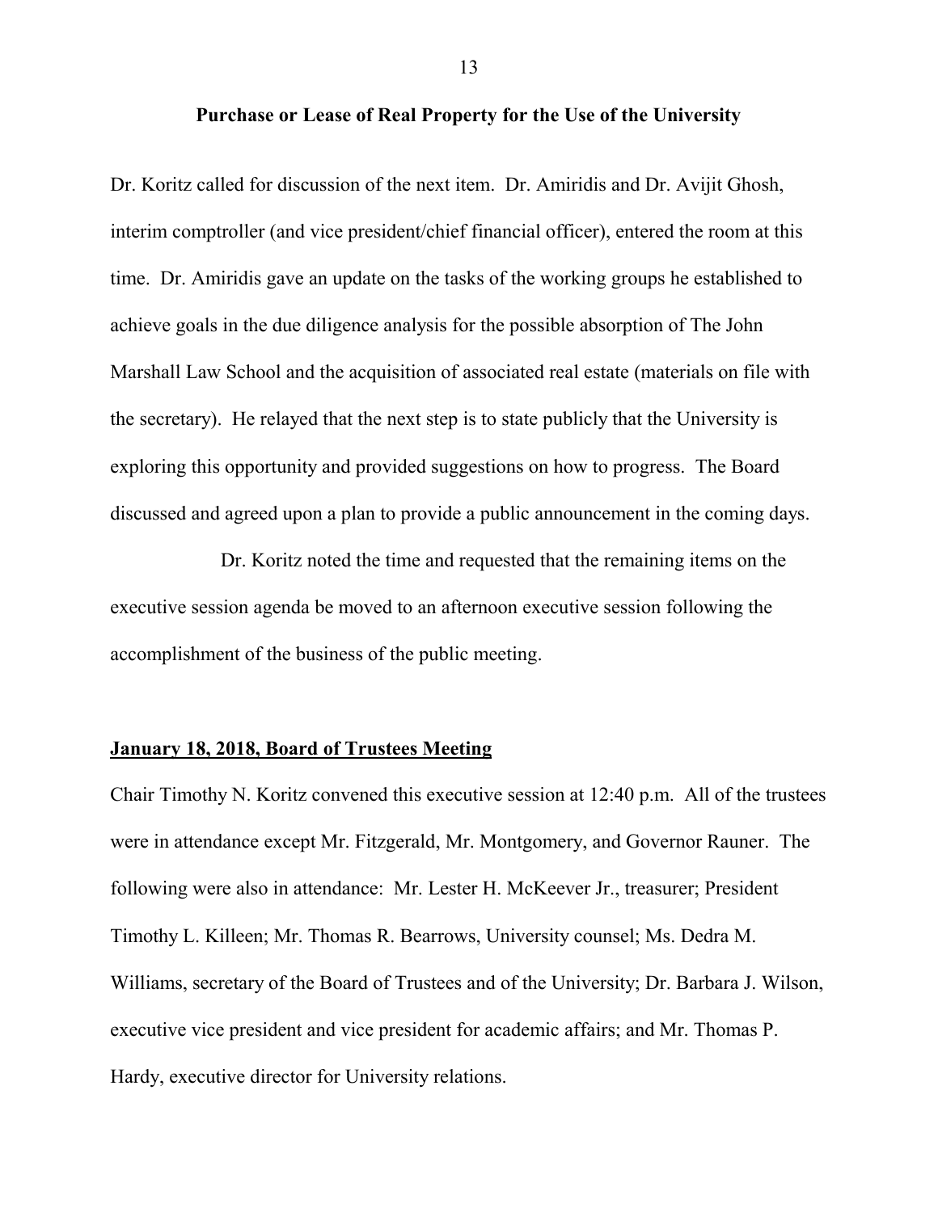**Purchase or Lease of Real Property for the Use of the University**

Dr. Koritz called for discussion of the next item. Dr. Amiridis and Dr. Avijit Ghosh, interim comptroller (and vice president/chief financial officer), entered the room at this time. Dr. Amiridis gave an update on the tasks of the working groups he established to achieve goals in the due diligence analysis for the possible absorption of The John Marshall Law School and the acquisition of associated real estate (materials on file with the secretary). He relayed that the next step is to state publicly that the University is exploring this opportunity and provided suggestions on how to progress. The Board discussed and agreed upon a plan to provide a public announcement in the coming days.

Dr. Koritz noted the time and requested that the remaining items on the executive session agenda be moved to an afternoon executive session following the accomplishment of the business of the public meeting.

**<u>January 18, 2018, Board of Trustees Meeting</u>**

Chair Timothy N. Koritz convened this executive session at 12:40 p.m. All of the trustees were in attendance except Mr. Fitzgerald, Mr. Montgomery, and Governor Rauner. The following were also in attendance: Mr. Lester H. McKeever Jr., treasurer; President Timothy L. Killeen; Mr. Thomas R. Bearrows, University counsel; Ms. Dedra M. Williams, secretary of the Board of Trustees and of the University; Dr. Barbara J. Wilson, executive vice president and vice president for academic affairs; and Mr. Thomas P. Hardy, executive director for University relations.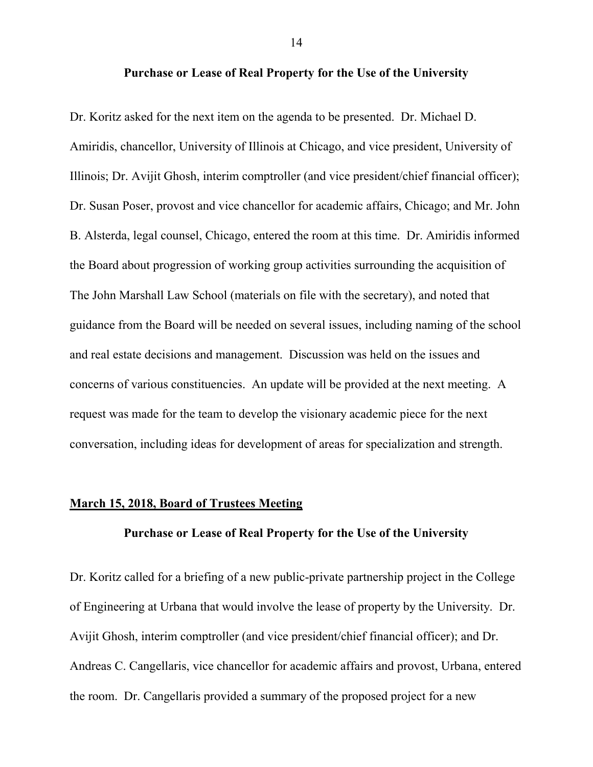### Purchase or Lease of Real Property for the Use of the University

Dr. Koritz asked for the next item on the agenda to be presented. Dr. Michael D. Amiridis, chancellor, University of Illinois at Chicago, and vice president, University of Illinois; Dr. Avijit Ghosh, interim comptroller (and vice president/chief financial officer); Dr. Susan Poser, provost and vice chancellor for academic affairs, Chicago; and Mr. John B. Alsterda, legal counsel, Chicago, entered the room at this time. Dr. Amiridis informed the Board about progression of working group activities surrounding the acquisition of The John Marshall Law School (materials on file with the secretary), and noted that guidance from the Board will be needed on several issues, including naming of the school and real estate decisions and management. Discussion was held on the issues and concerns of various constituencies. An update will be provided at the next meeting. A request was made for the team to develop the visionary academic piece for the next conversation, including ideas for development of areas for specialization and strength.

## March 15, 2018, Board of Trustees Meeting

### Purchase or Lease of Real Property for the Use of the University

Dr. Koritz called for a briefing of a new public-private partnership project in the College of Engineering at Urbana that would involve the lease of property by the University. Dr. Avijit Ghosh, interim comptroller (and vice president/chief financial officer); and Dr. Andreas C. Cangellaris, vice chancellor for academic affairs and provost, Urbana, entered the room. Dr. Cangellaris provided a summary of the proposed project for a new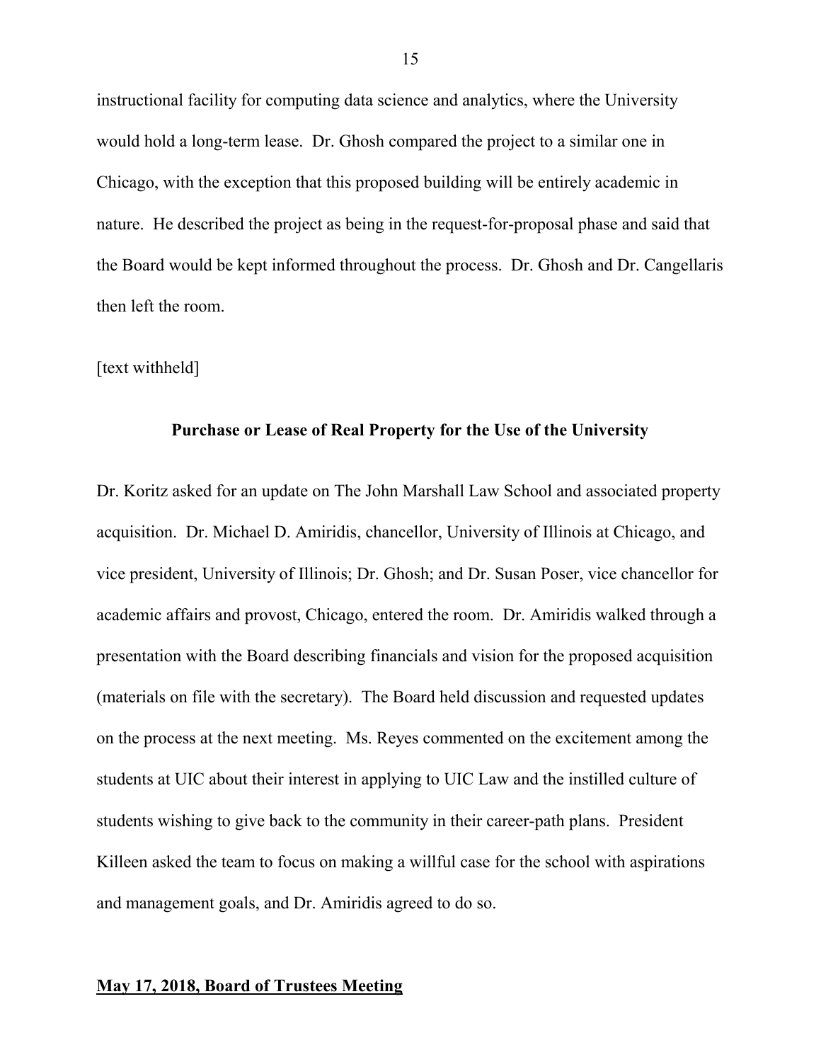instructional facility for computing data science and analytics, where the University would hold a long-term lease. Dr. Ghosh compared the project to a similar one in Chicago, with the exception that this proposed building will be entirely academic in nature. He described the project as being in the request-for-proposal phase and said that the Board would be kept informed throughout the process. Dr. Ghosh and Dr. Cangellaris then left the room.

[text withheld]

**Purchase or Lease of Real Property for the Use of the University**

Dr. Koritz asked for an update on The John Marshall Law School and associated property acquisition. Dr. Michael D. Amiridis, chancellor, University of Illinois at Chicago, and vice president, University of Illinois; Dr. Ghosh; and Dr. Susan Poser, vice chancellor for academic affairs and provost, Chicago, entered the room. Dr. Amiridis walked through a presentation with the Board describing financials and vision for the proposed acquisition (materials on file with the secretary). The Board held discussion and requested updates on the process at the next meeting. Ms. Reyes commented on the excitement among the students at UIC about their interest in applying to UIC Law and the instilled culture of students wishing to give back to the community in their career-path plans. President Killeen asked the team to focus on making a willful case for the school with aspirations and management goals, and Dr. Amiridis agreed to do so.

## <u>May 17, 2018, Board of Trustees Meeting</u>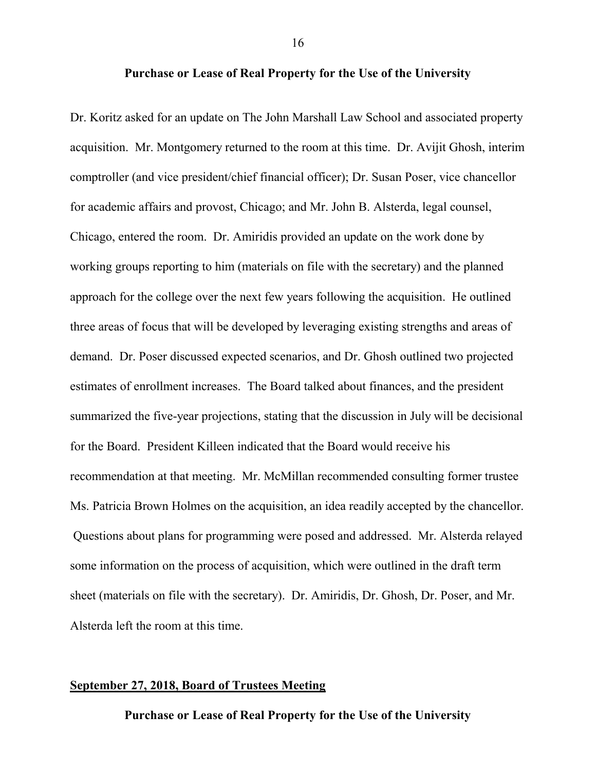**Purchase or Lease of Real Property for the Use of the University**

Dr. Koritz asked for an update on The John Marshall Law School and associated property acquisition. Mr. Montgomery returned to the room at this time. Dr. Avijit Ghosh, interim comptroller (and vice president/chief financial officer); Dr. Susan Poser, vice chancellor for academic affairs and provost, Chicago; and Mr. John B. Alsterda, legal counsel, Chicago, entered the room. Dr. Amiridis provided an update on the work done by working groups reporting to him (materials on file with the secretary) and the planned approach for the college over the next few years following the acquisition. He outlined three areas of focus that will be developed by leveraging existing strengths and areas of demand. Dr. Poser discussed expected scenarios, and Dr. Ghosh outlined two projected estimates of enrollment increases. The Board talked about finances, and the president summarized the five-year projections, stating that the discussion in July will be decisional for the Board. President Killeen indicated that the Board would receive his recommendation at that meeting. Mr. McMillan recommended consulting former trustee Ms. Patricia Brown Holmes on the acquisition, an idea readily accepted by the chancellor. Questions about plans for programming were posed and addressed. Mr. Alsterda relayed some information on the process of acquisition, which were outlined in the draft term sheet (materials on file with the secretary). Dr. Amiridis, Dr. Ghosh, Dr. Poser, and Mr. Alsterda left the room at this time.

## <u>September 27, 2018, Board of Trustees Meeting</u>

**Purchase or Lease of Real Property for the Use of the University**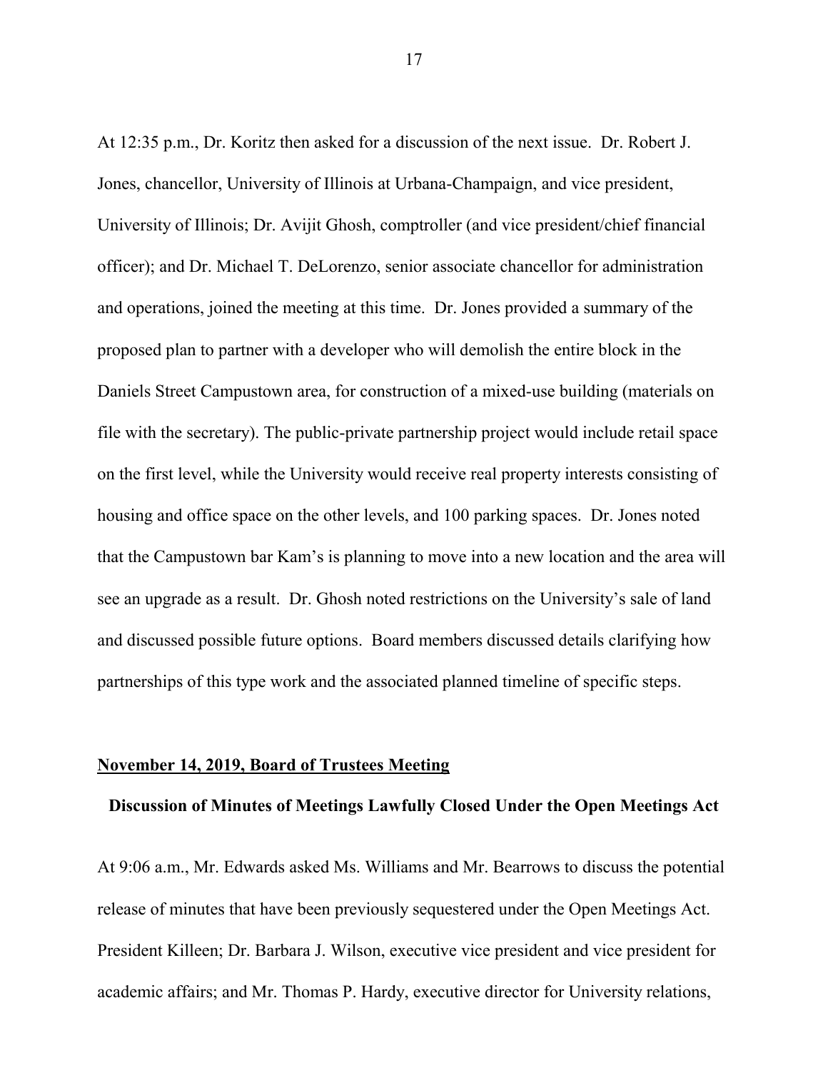At 12:35 p.m., Dr. Koritz then asked for a discussion of the next issue. Dr. Robert J. Jones, chancellor, University of Illinois at Urbana-Champaign, and vice president, University of Illinois; Dr. Avijit Ghosh, comptroller (and vice president/chief financial officer); and Dr. Michael T. DeLorenzo, senior associate chancellor for administration and operations, joined the meeting at this time. Dr. Jones provided a summary of the proposed plan to partner with a developer who will demolish the entire block in the Daniels Street Campustown area, for construction of a mixed-use building (materials on file with the secretary). The public-private partnership project would include retail space on the first level, while the University would receive real property interests consisting of housing and office space on the other levels, and 100 parking spaces. Dr. Jones noted that the Campustown bar Kam's is planning to move into a new location and the area will see an upgrade as a result. Dr. Ghosh noted restrictions on the University's sale of land and discussed possible future options. Board members discussed details clarifying how partnerships of this type work and the associated planned timeline of specific steps.

**<u>November 14, 2019, Board of Trustees Meeting</u>**

**Discussion of Minutes of Meetings Lawfully Closed Under the Open Meetings Act**

At 9:06 a.m., Mr. Edwards asked Ms. Williams and Mr. Bearrows to discuss the potential release of minutes that have been previously sequestered under the Open Meetings Act. President Killeen; Dr. Barbara J. Wilson, executive vice president and vice president for academic affairs; and Mr. Thomas P. Hardy, executive director for University relations,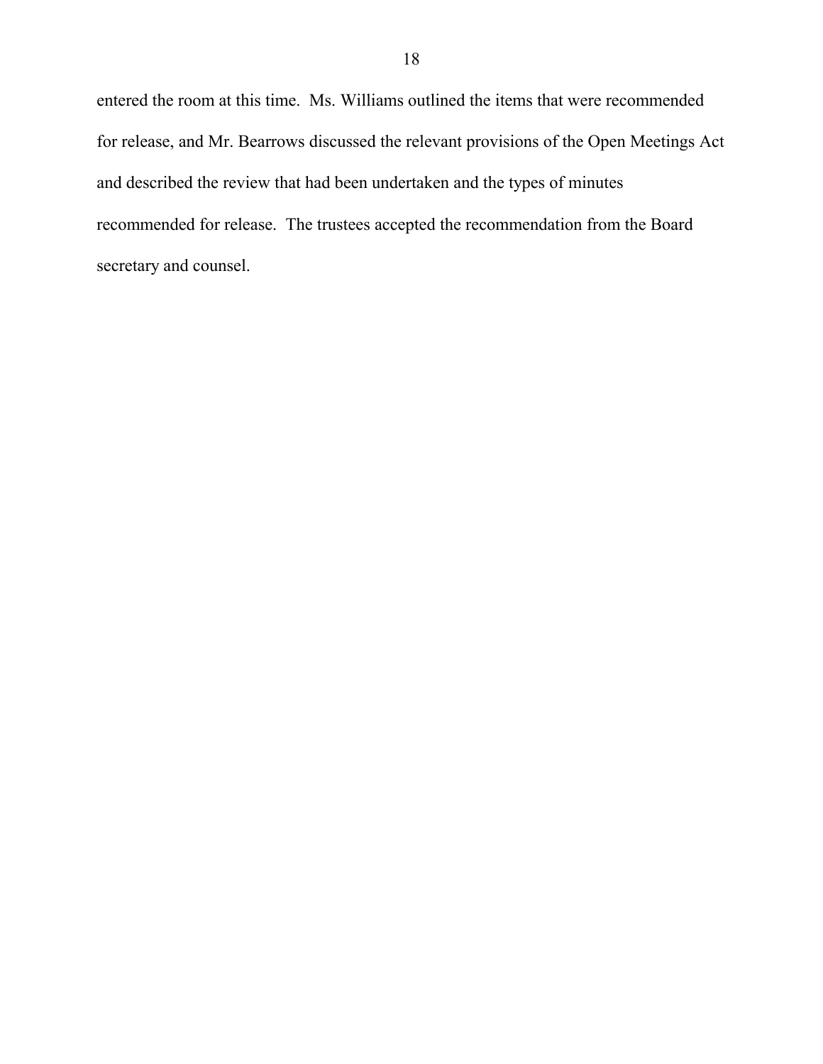entered the room at this time. Ms. Williams outlined the items that were recommended for release, and Mr. Bearrows discussed the relevant provisions of the Open Meetings Act and described the review that had been undertaken and the types of minutes recommended for release. The trustees accepted the recommendation from the Board secretary and counsel.